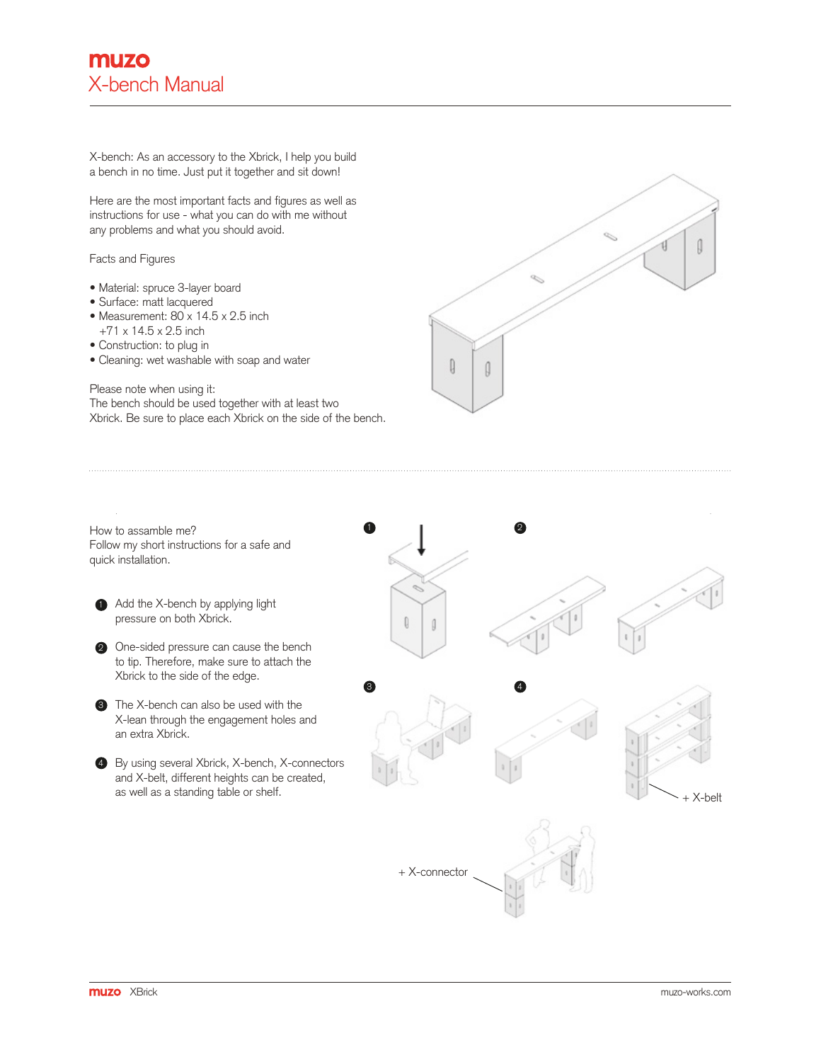# muzo
## X-bench Manual

X-bench: As an accessory to the Xbrick, I help you build a bench in no time. Just put it together and sit down!

Here are the most important facts and figures as well as instructions for use - what you can do with me without any problems and what you should avoid.

Facts and Figures

- Material: spruce 3-layer board
- Surface: matt lacquered
- Measurement: 80 x 14.5 x 2.5 inch
  +71 x 14.5 x 2.5 inch
- Construction: to plug in
- Cleaning: wet washable with soap and water

Please note when using it:
The bench should be used together with at least two Xbrick. Be sure to place each Xbrick on the side of the bench.

How to assamble me?
Follow my short instructions for a safe and quick installation.

1. Add the X-bench by applying light pressure on both Xbrick.
2. One-sided pressure can cause the bench to tip. Therefore, make sure to attach the Xbrick to the side of the edge.
3. The X-bench can also be used with the X-lean through the engagement holes and an extra Xbrick.
4. By using several Xbrick, X-bench, X-connectors and X-belt, different heights can be created, as well as a standing table or shelf.

+ X-belt

+ X-connector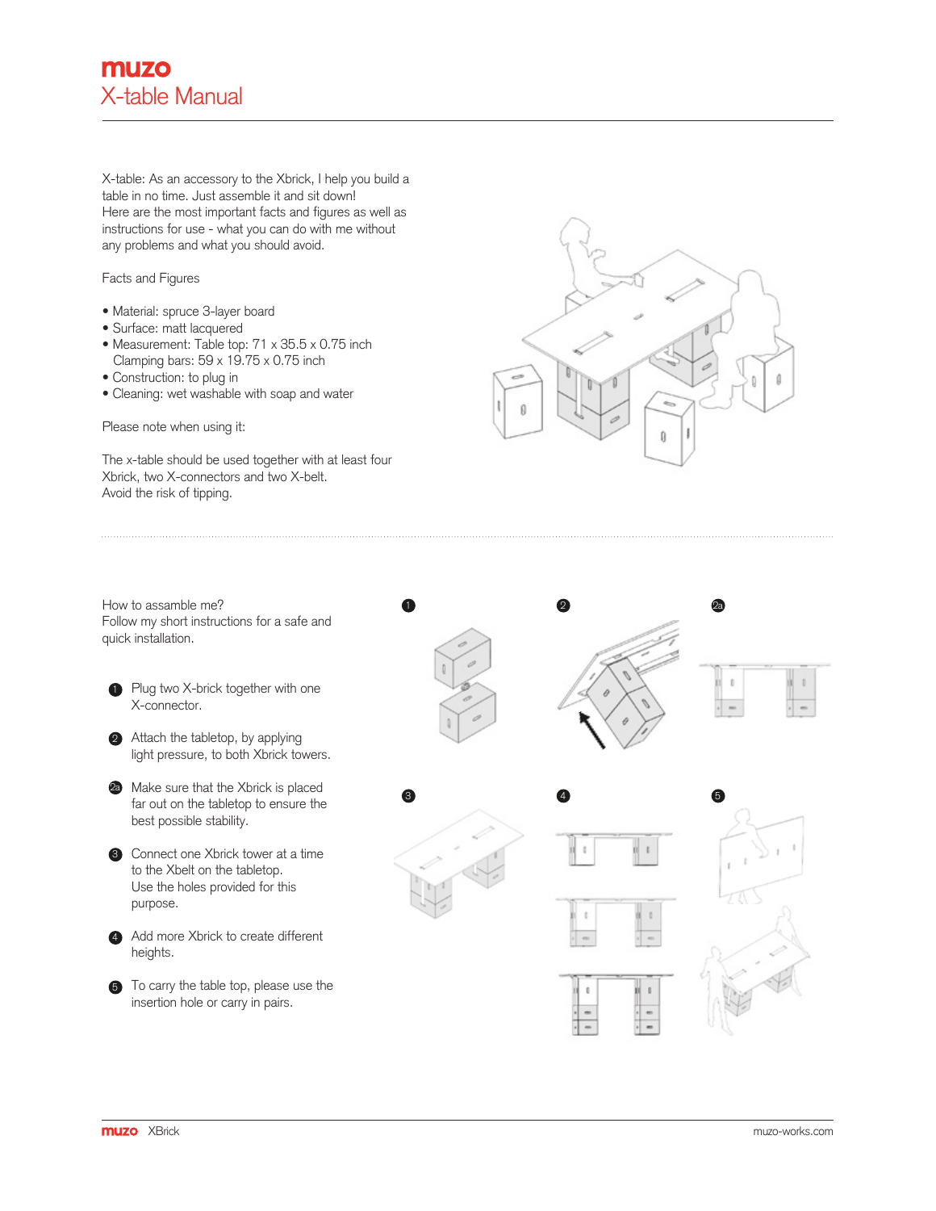# muzo

## X-table Manual

X-table: As an accessory to the Xbrick, I help you build a table in no time. Just assemble it and sit down!
Here are the most important facts and figures as well as instructions for use - what you can do with me without any problems and what you should avoid.

Facts and Figures

- Material: spruce 3-layer board
- Surface: matt lacquered
- Measurement: Table top: 71 x 35.5 x 0.75 inch
  Clamping bars: 59 x 19.75 x 0.75 inch
- Construction: to plug in
- Cleaning: wet washable with soap and water

Please note when using it:

The x-table should be used together with at least four Xbrick, two X-connectors and two X-belt.
Avoid the risk of tipping.

How to assamble me?
Follow my short instructions for a safe and quick installation.

1. Plug two X-brick together with one X-connector.
2. Attach the tabletop, by applying light pressure, to both Xbrick towers.

2a. Make sure that the Xbrick is placed far out on the tabletop to ensure the best possible stability.

3. Connect one Xbrick tower at a time to the Xbelt on the tabletop. Use the holes provided for this purpose.
4. Add more Xbrick to create different heights.
5. To carry the table top, please use the insertion hole or carry in pairs.